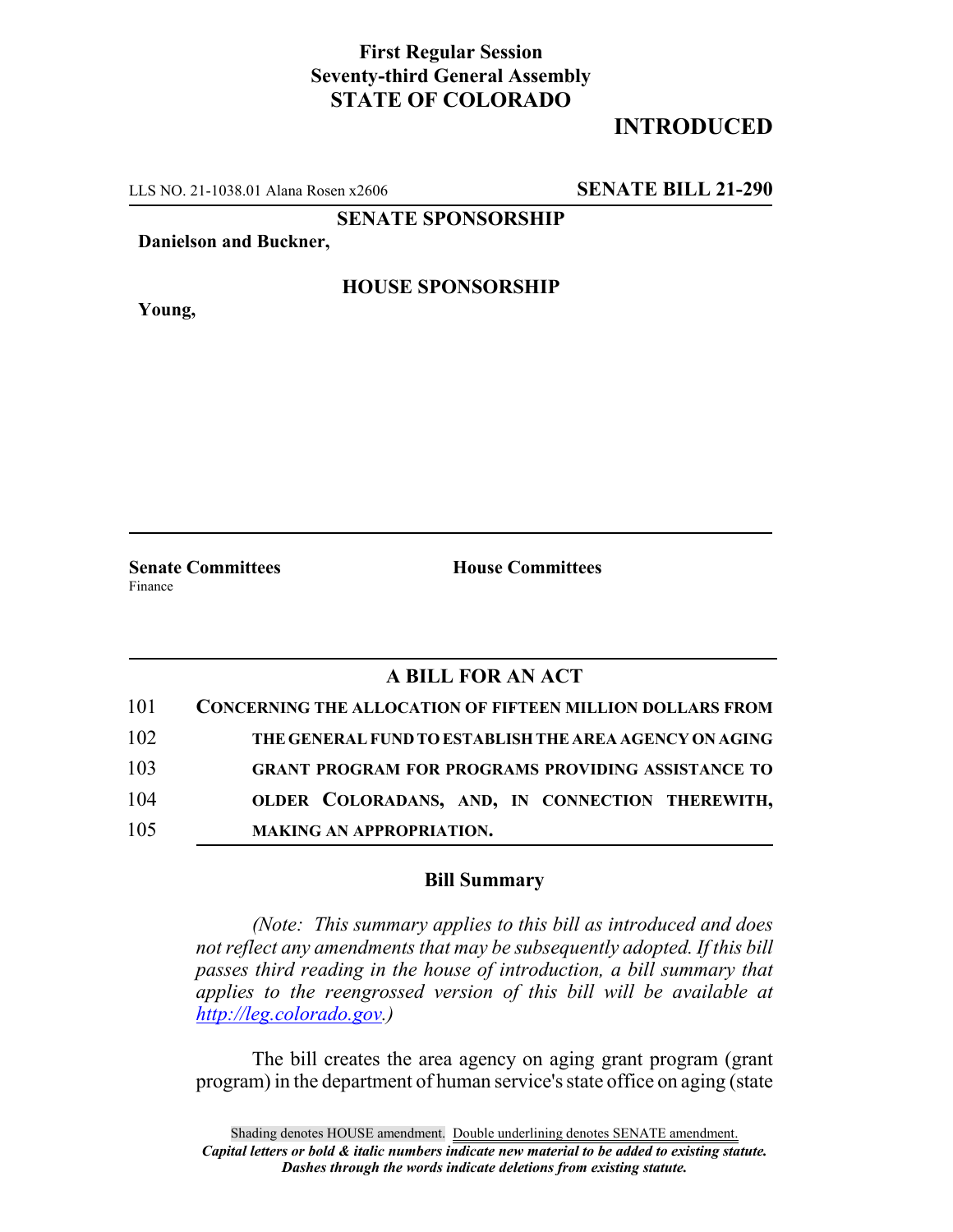**First Regular Session**
**Seventy-third General Assembly**
**STATE OF COLORADO**

# INTRODUCED

LLS NO. 21-1038.01 Alana Rosen x2606 **SENATE BILL 21-290**

**SENATE SPONSORSHIP**

**Danielson and Buckner,**

**HOUSE SPONSORSHIP**

**Young,**

**Senate Committees**
Finance

**House Committees**

## A BILL FOR AN ACT

101 **CONCERNING THE ALLOCATION OF FIFTEEN MILLION DOLLARS FROM**
102 **THE GENERAL FUND TO ESTABLISH THE AREA AGENCY ON AGING**
103 **GRANT PROGRAM FOR PROGRAMS PROVIDING ASSISTANCE TO**
104 **OLDER COLORADANS, AND, IN CONNECTION THEREWITH,**
105 **MAKING AN APPROPRIATION.**

### Bill Summary

*(Note: This summary applies to this bill as introduced and does not reflect any amendments that may be subsequently adopted. If this bill passes third reading in the house of introduction, a bill summary that applies to the reengrossed version of this bill will be available at http://leg.colorado.gov.)*

The bill creates the area agency on aging grant program (grant program) in the department of human service's state office on aging (state

Shading denotes HOUSE amendment. Double underlining denotes SENATE amendment.
*Capital letters or bold & italic numbers indicate new material to be added to existing statute.*
*Dashes through the words indicate deletions from existing statute.*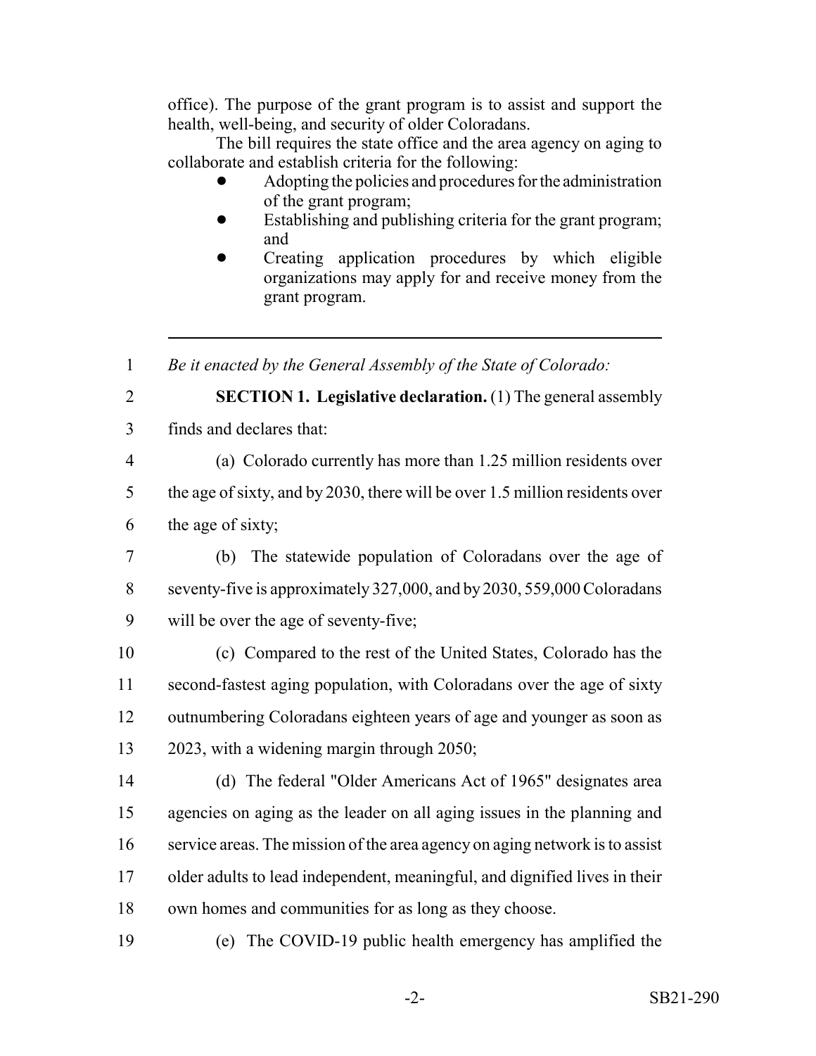office). The purpose of the grant program is to assist and support the health, well-being, and security of older Coloradans.

The bill requires the state office and the area agency on aging to collaborate and establish criteria for the following:

- Adopting the policies and procedures for the administration of the grant program;
- Establishing and publishing criteria for the grant program; and
- Creating application procedures by which eligible organizations may apply for and receive money from the grant program.

---

1 *Be it enacted by the General Assembly of the State of Colorado:*

2 **SECTION 1. Legislative declaration.** (1) The general assembly
3 finds and declares that:

4 (a) Colorado currently has more than 1.25 million residents over
5 the age of sixty, and by 2030, there will be over 1.5 million residents over
6 the age of sixty;

7 (b) The statewide population of Coloradans over the age of
8 seventy-five is approximately 327,000, and by 2030, 559,000 Coloradans
9 will be over the age of seventy-five;

10 (c) Compared to the rest of the United States, Colorado has the
11 second-fastest aging population, with Coloradans over the age of sixty
12 outnumbering Coloradans eighteen years of age and younger as soon as
13 2023, with a widening margin through 2050;

14 (d) The federal "Older Americans Act of 1965" designates area
15 agencies on aging as the leader on all aging issues in the planning and
16 service areas. The mission of the area agency on aging network is to assist
17 older adults to lead independent, meaningful, and dignified lives in their
18 own homes and communities for as long as they choose.

19 (e) The COVID-19 public health emergency has amplified the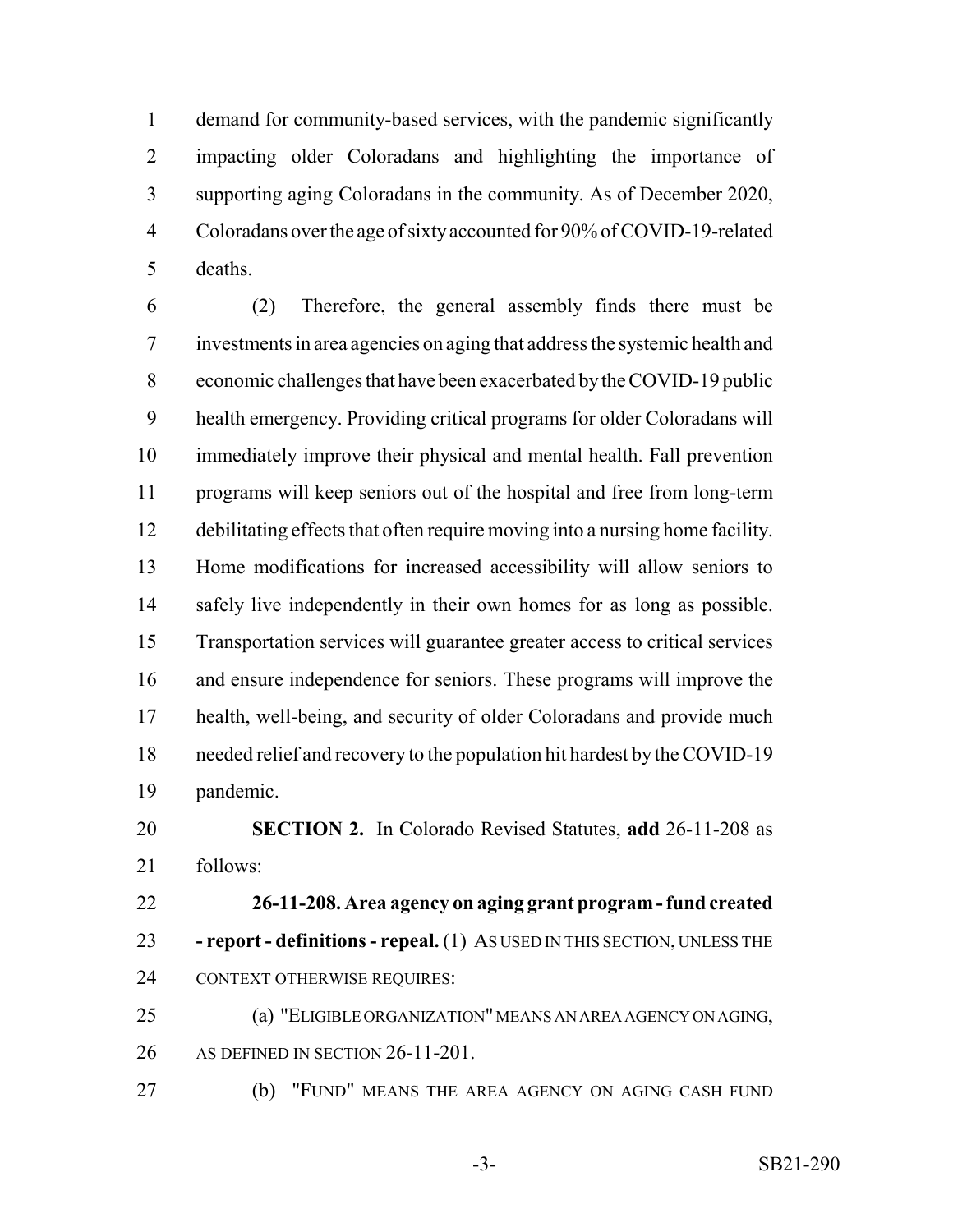demand for community-based services, with the pandemic significantly impacting older Coloradans and highlighting the importance of supporting aging Coloradans in the community. As of December 2020, Coloradans over the age of sixty accounted for 90% of COVID-19-related deaths.

(2) Therefore, the general assembly finds there must be investments in area agencies on aging that address the systemic health and economic challenges that have been exacerbated by the COVID-19 public health emergency. Providing critical programs for older Coloradans will immediately improve their physical and mental health. Fall prevention programs will keep seniors out of the hospital and free from long-term debilitating effects that often require moving into a nursing home facility. Home modifications for increased accessibility will allow seniors to safely live independently in their own homes for as long as possible. Transportation services will guarantee greater access to critical services and ensure independence for seniors. These programs will improve the health, well-being, and security of older Coloradans and provide much needed relief and recovery to the population hit hardest by the COVID-19 pandemic.

**SECTION 2.** In Colorado Revised Statutes, **add** 26-11-208 as follows:

**26-11-208. Area agency on aging grant program - fund created - report - definitions - repeal.** (1) AS USED IN THIS SECTION, UNLESS THE CONTEXT OTHERWISE REQUIRES:

(a) "ELIGIBLE ORGANIZATION" MEANS AN AREA AGENCY ON AGING, AS DEFINED IN SECTION 26-11-201.

(b) "FUND" MEANS THE AREA AGENCY ON AGING CASH FUND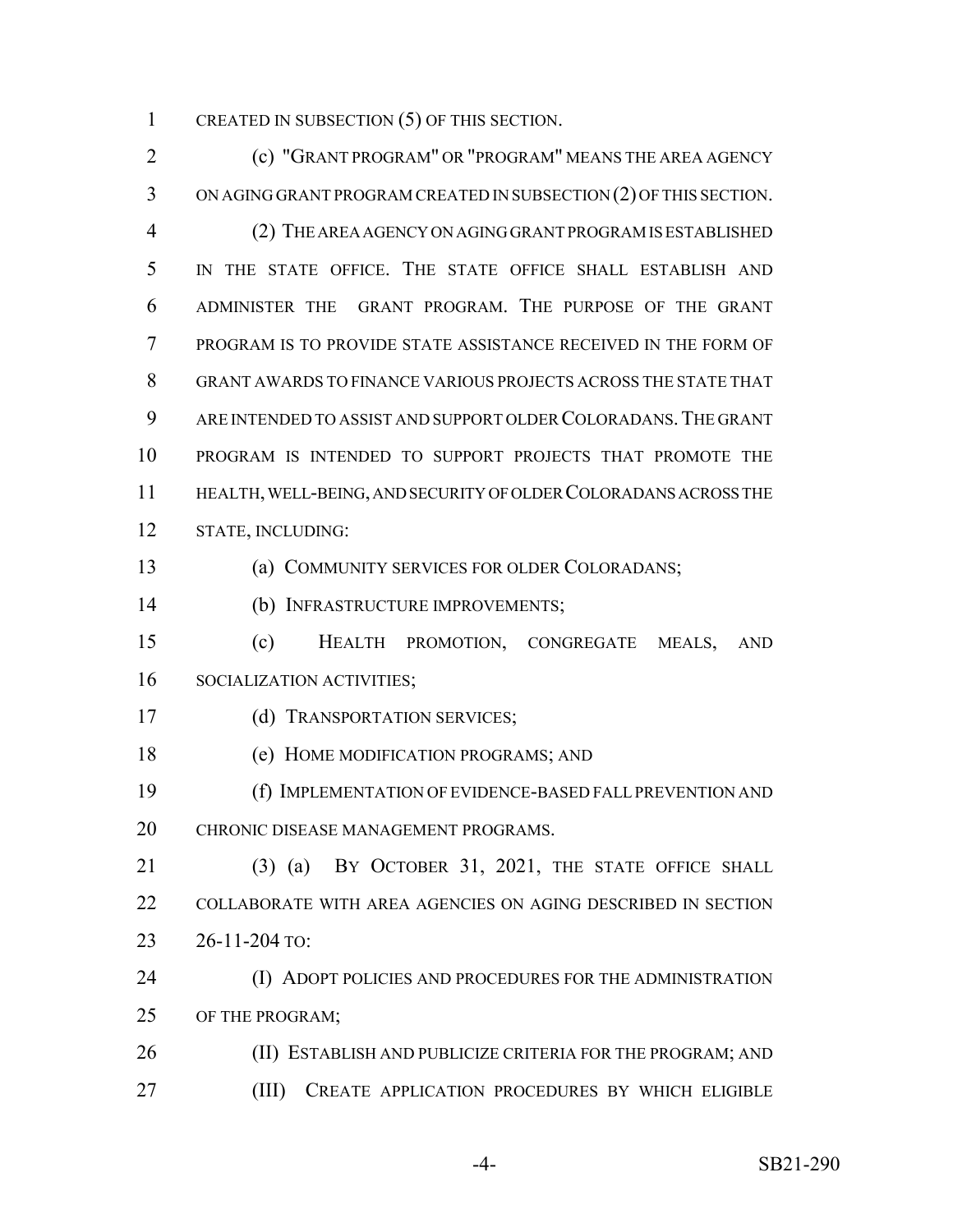CREATED IN SUBSECTION (5) OF THIS SECTION.

(c) "GRANT PROGRAM" OR "PROGRAM" MEANS THE AREA AGENCY ON AGING GRANT PROGRAM CREATED IN SUBSECTION (2) OF THIS SECTION.

(2) THE AREA AGENCY ON AGING GRANT PROGRAM IS ESTABLISHED IN THE STATE OFFICE. THE STATE OFFICE SHALL ESTABLISH AND ADMINISTER THE GRANT PROGRAM. THE PURPOSE OF THE GRANT PROGRAM IS TO PROVIDE STATE ASSISTANCE RECEIVED IN THE FORM OF GRANT AWARDS TO FINANCE VARIOUS PROJECTS ACROSS THE STATE THAT ARE INTENDED TO ASSIST AND SUPPORT OLDER COLORADANS. THE GRANT PROGRAM IS INTENDED TO SUPPORT PROJECTS THAT PROMOTE THE HEALTH, WELL-BEING, AND SECURITY OF OLDER COLORADANS ACROSS THE STATE, INCLUDING:

(a) COMMUNITY SERVICES FOR OLDER COLORADANS;

(b) INFRASTRUCTURE IMPROVEMENTS;

(c) HEALTH PROMOTION, CONGREGATE MEALS, AND SOCIALIZATION ACTIVITIES;

(d) TRANSPORTATION SERVICES;

(e) HOME MODIFICATION PROGRAMS; AND

(f) IMPLEMENTATION OF EVIDENCE-BASED FALL PREVENTION AND CHRONIC DISEASE MANAGEMENT PROGRAMS.

(3) (a) BY OCTOBER 31, 2021, THE STATE OFFICE SHALL COLLABORATE WITH AREA AGENCIES ON AGING DESCRIBED IN SECTION 26-11-204 TO:

(I) ADOPT POLICIES AND PROCEDURES FOR THE ADMINISTRATION OF THE PROGRAM;

(II) ESTABLISH AND PUBLICIZE CRITERIA FOR THE PROGRAM; AND

(III) CREATE APPLICATION PROCEDURES BY WHICH ELIGIBLE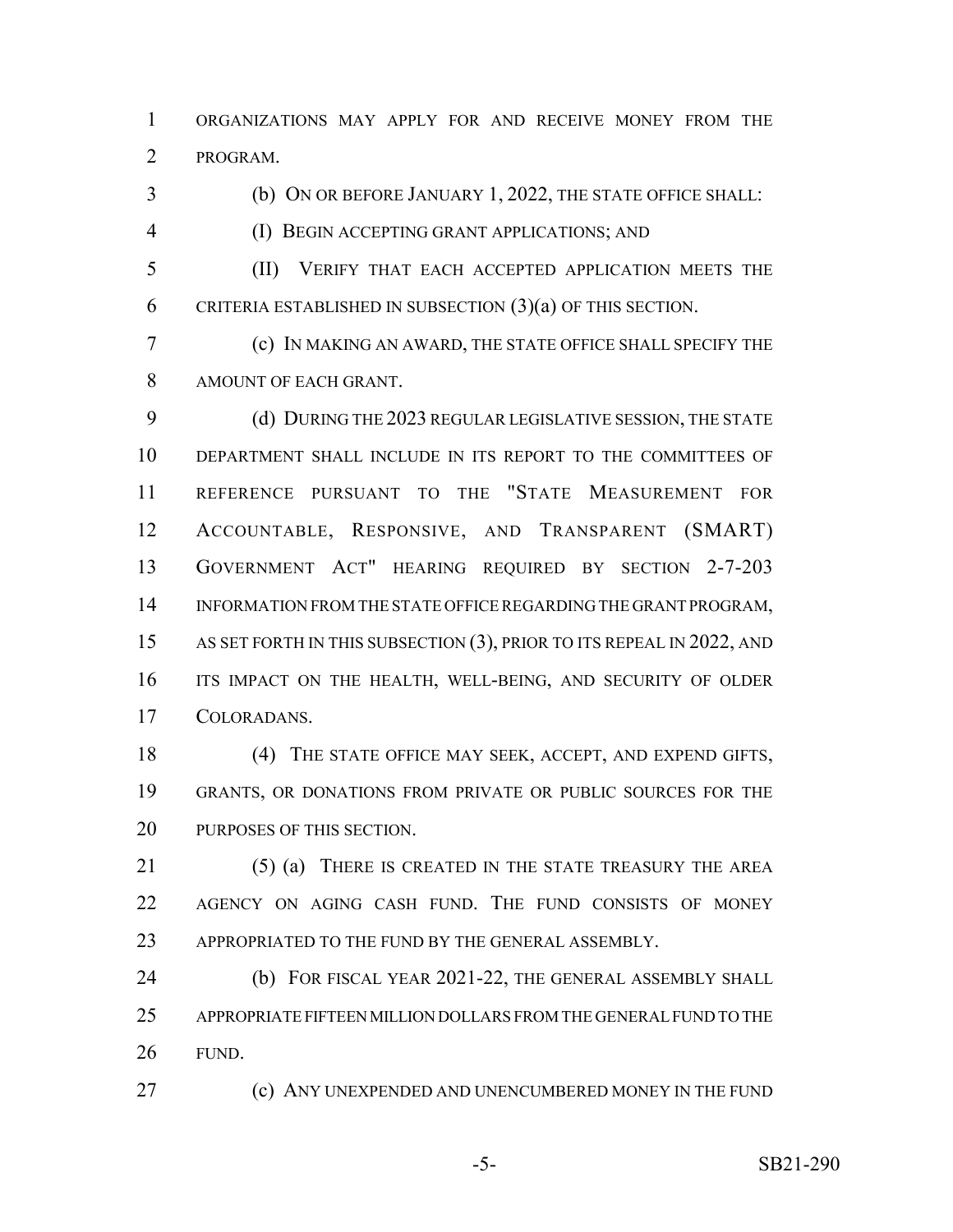ORGANIZATIONS MAY APPLY FOR AND RECEIVE MONEY FROM THE PROGRAM.

(b) ON OR BEFORE JANUARY 1, 2022, THE STATE OFFICE SHALL:

(I) BEGIN ACCEPTING GRANT APPLICATIONS; AND

(II) VERIFY THAT EACH ACCEPTED APPLICATION MEETS THE CRITERIA ESTABLISHED IN SUBSECTION (3)(a) OF THIS SECTION.

(c) IN MAKING AN AWARD, THE STATE OFFICE SHALL SPECIFY THE AMOUNT OF EACH GRANT.

(d) DURING THE 2023 REGULAR LEGISLATIVE SESSION, THE STATE DEPARTMENT SHALL INCLUDE IN ITS REPORT TO THE COMMITTEES OF REFERENCE PURSUANT TO THE "STATE MEASUREMENT FOR ACCOUNTABLE, RESPONSIVE, AND TRANSPARENT (SMART) GOVERNMENT ACT" HEARING REQUIRED BY SECTION 2-7-203 INFORMATION FROM THE STATE OFFICE REGARDING THE GRANT PROGRAM, AS SET FORTH IN THIS SUBSECTION (3), PRIOR TO ITS REPEAL IN 2022, AND ITS IMPACT ON THE HEALTH, WELL-BEING, AND SECURITY OF OLDER COLORADANS.

(4) THE STATE OFFICE MAY SEEK, ACCEPT, AND EXPEND GIFTS, GRANTS, OR DONATIONS FROM PRIVATE OR PUBLIC SOURCES FOR THE PURPOSES OF THIS SECTION.

(5) (a) THERE IS CREATED IN THE STATE TREASURY THE AREA AGENCY ON AGING CASH FUND. THE FUND CONSISTS OF MONEY APPROPRIATED TO THE FUND BY THE GENERAL ASSEMBLY.

(b) FOR FISCAL YEAR 2021-22, THE GENERAL ASSEMBLY SHALL APPROPRIATE FIFTEEN MILLION DOLLARS FROM THE GENERAL FUND TO THE FUND.

(c) ANY UNEXPENDED AND UNENCUMBERED MONEY IN THE FUND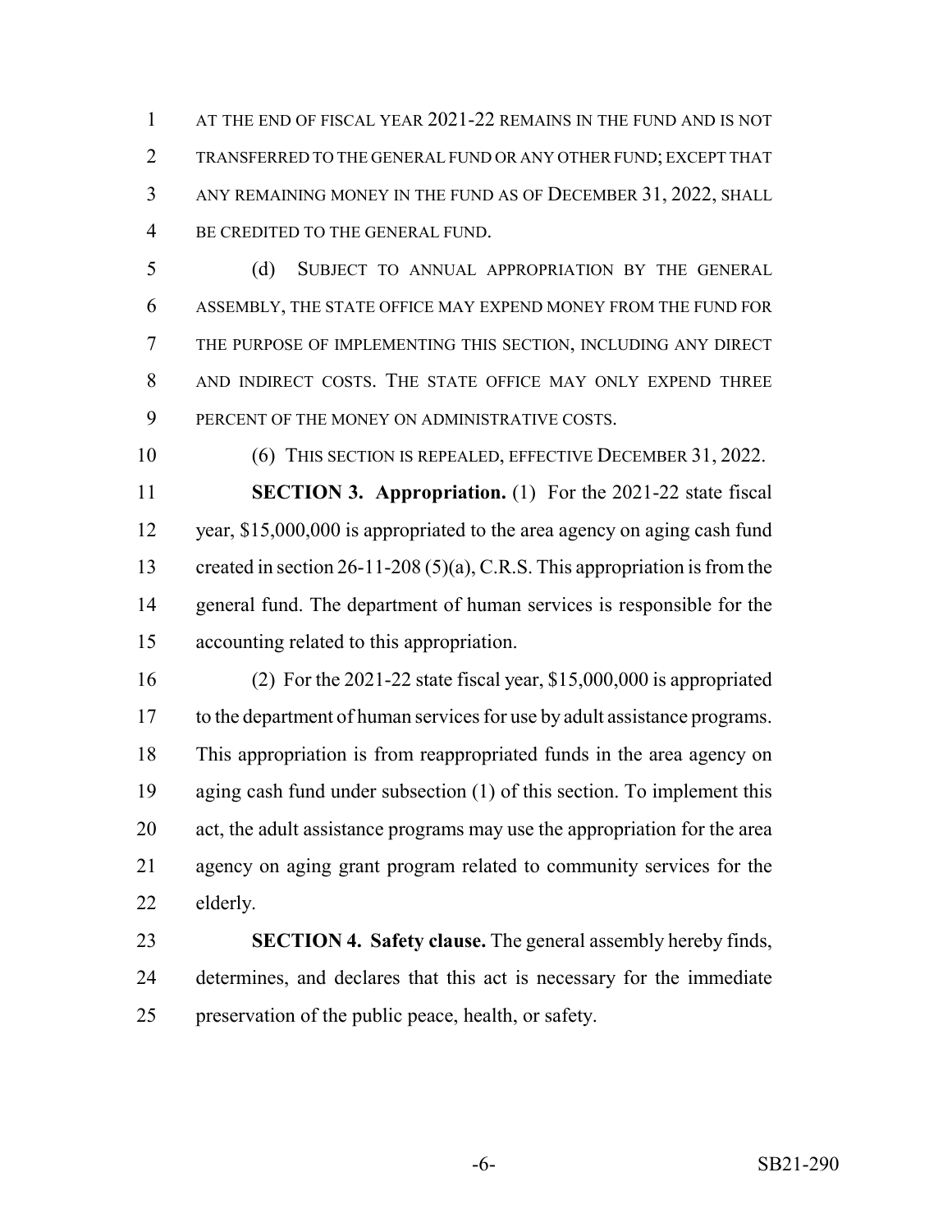AT THE END OF FISCAL YEAR 2021-22 REMAINS IN THE FUND AND IS NOT TRANSFERRED TO THE GENERAL FUND OR ANY OTHER FUND; EXCEPT THAT ANY REMAINING MONEY IN THE FUND AS OF DECEMBER 31, 2022, SHALL BE CREDITED TO THE GENERAL FUND.

(d) SUBJECT TO ANNUAL APPROPRIATION BY THE GENERAL ASSEMBLY, THE STATE OFFICE MAY EXPEND MONEY FROM THE FUND FOR THE PURPOSE OF IMPLEMENTING THIS SECTION, INCLUDING ANY DIRECT AND INDIRECT COSTS. THE STATE OFFICE MAY ONLY EXPEND THREE PERCENT OF THE MONEY ON ADMINISTRATIVE COSTS.

(6) THIS SECTION IS REPEALED, EFFECTIVE DECEMBER 31, 2022.

**SECTION 3. Appropriation.** (1) For the 2021-22 state fiscal year, $15,000,000 is appropriated to the area agency on aging cash fund created in section 26-11-208 (5)(a), C.R.S. This appropriation is from the general fund. The department of human services is responsible for the accounting related to this appropriation.

(2) For the 2021-22 state fiscal year, $15,000,000 is appropriated to the department of human services for use by adult assistance programs. This appropriation is from reappropriated funds in the area agency on aging cash fund under subsection (1) of this section. To implement this act, the adult assistance programs may use the appropriation for the area agency on aging grant program related to community services for the elderly.

**SECTION 4. Safety clause.** The general assembly hereby finds, determines, and declares that this act is necessary for the immediate preservation of the public peace, health, or safety.